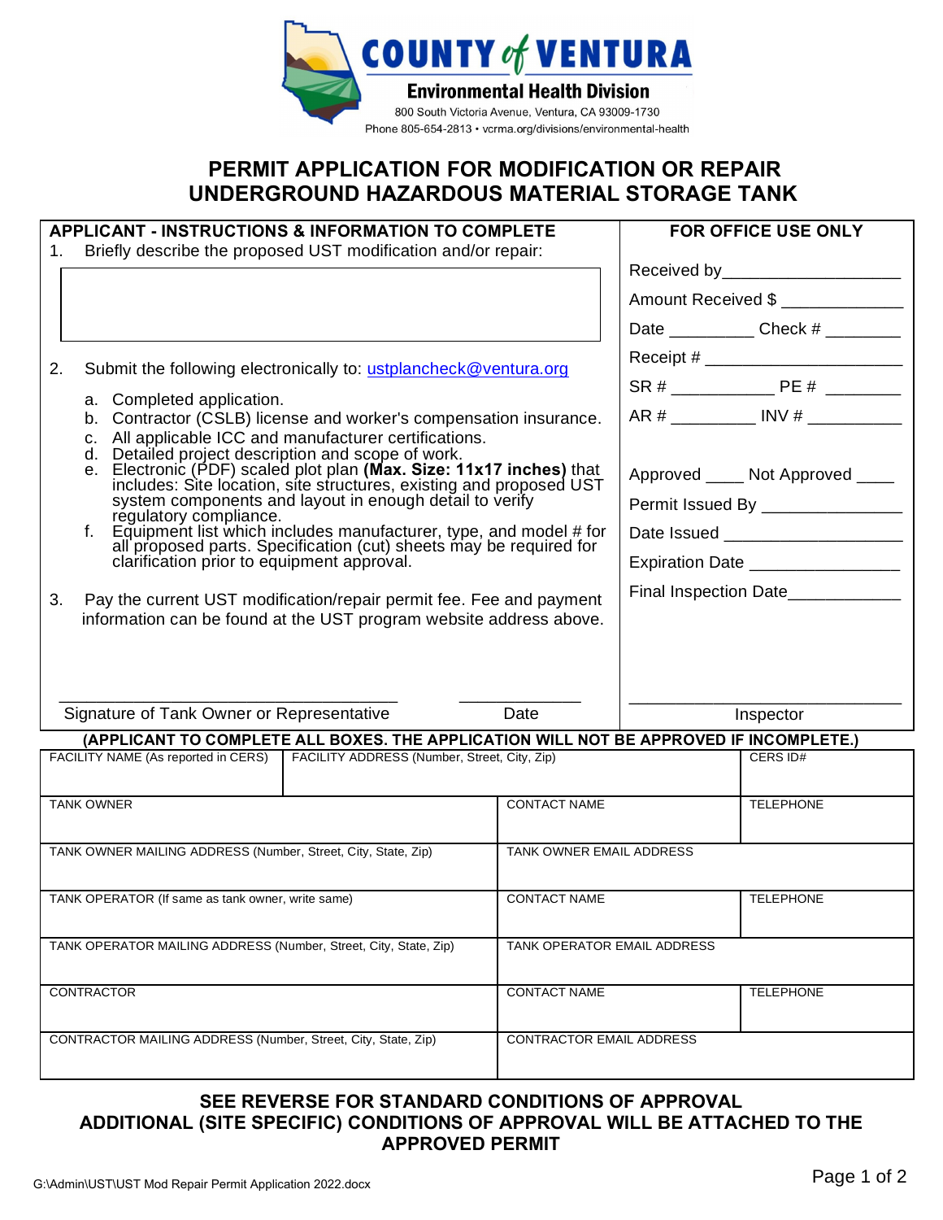**COUNTY of VENTURA**
**Environmental Health Division**
800 South Victoria Avenue, Ventura, CA 93009-1730
Phone 805-654-2813 • vcrma.org/divisions/environmental-health

# PERMIT APPLICATION FOR MODIFICATION OR REPAIR UNDERGROUND HAZARDOUS MATERIAL STORAGE TANK

## APPLICANT - INSTRUCTIONS & INFORMATION TO COMPLETE

1. Briefly describe the proposed UST modification and/or repair:

2. Submit the following electronically to: ustplancheck@ventura.org
   a. Completed application.
   b. Contractor (CSLB) license and worker's compensation insurance.
   c. All applicable ICC and manufacturer certifications.
   d. Detailed project description and scope of work.
   e. Electronic (PDF) scaled plot plan **(Max. Size: 11x17 inches)** that includes: Site location, site structures, existing and proposed UST system components and layout in enough detail to verify regulatory compliance.
   f. Equipment list which includes manufacturer, type, and model # for all proposed parts. Specification (cut) sheets may be required for clarification prior to equipment approval.

3. Pay the current UST modification/repair permit fee. Fee and payment information can be found at the UST program website address above.

\_\_\_\_\_\_\_\_\_\_\_\_\_\_\_\_\_\_\_\_\_\_\_\_\_\_\_\_\_\_\_\_\_\_ \_\_\_\_\_\_\_\_\_\_\_\_
Signature of Tank Owner or Representative Date

## FOR OFFICE USE ONLY

Received by\_\_\_\_\_\_\_\_\_\_\_\_\_\_\_\_\_\_

Amount Received $ \_\_\_\_\_\_\_\_\_\_\_\_

Date \_\_\_\_\_\_\_\_\_ Check # \_\_\_\_\_\_\_\_

Receipt # \_\_\_\_\_\_\_\_\_\_\_\_\_\_\_\_\_\_\_\_

SR # \_\_\_\_\_\_\_\_\_\_\_ PE # \_\_\_\_\_\_\_\_

AR # \_\_\_\_\_\_\_\_\_ INV # \_\_\_\_\_\_\_\_\_\_

Approved \_\_\_\_ Not Approved \_\_\_\_

Permit Issued By \_\_\_\_\_\_\_\_\_\_\_\_\_\_\_

Date Issued \_\_\_\_\_\_\_\_\_\_\_\_\_\_\_\_\_\_

Expiration Date \_\_\_\_\_\_\_\_\_\_\_\_\_\_\_\_

Final Inspection Date\_\_\_\_\_\_\_\_\_\_\_\_

\_\_\_\_\_\_\_\_\_\_\_\_\_\_\_\_\_\_\_\_\_\_\_\_\_\_\_\_\_\_
Inspector

**(APPLICANT TO COMPLETE ALL BOXES. THE APPLICATION WILL NOT BE APPROVED IF INCOMPLETE.)**

| FACILITY NAME (As reported in CERS) | FACILITY ADDRESS (Number, Street, City, Zip) | | CERS ID# |
|---|---|---|---|
| TANK OWNER | | CONTACT NAME | TELEPHONE |
| TANK OWNER MAILING ADDRESS (Number, Street, City, State, Zip) | | TANK OWNER EMAIL ADDRESS | |
| TANK OPERATOR (If same as tank owner, write same) | | CONTACT NAME | TELEPHONE |
| TANK OPERATOR MAILING ADDRESS (Number, Street, City, State, Zip) | | TANK OPERATOR EMAIL ADDRESS | |
| CONTRACTOR | | CONTACT NAME | TELEPHONE |
| CONTRACTOR MAILING ADDRESS (Number, Street, City, State, Zip) | | CONTRACTOR EMAIL ADDRESS | |

**SEE REVERSE FOR STANDARD CONDITIONS OF APPROVAL**
**ADDITIONAL (SITE SPECIFIC) CONDITIONS OF APPROVAL WILL BE ATTACHED TO THE APPROVED PERMIT**

G:\Admin\UST\UST Mod Repair Permit Application 2022.docx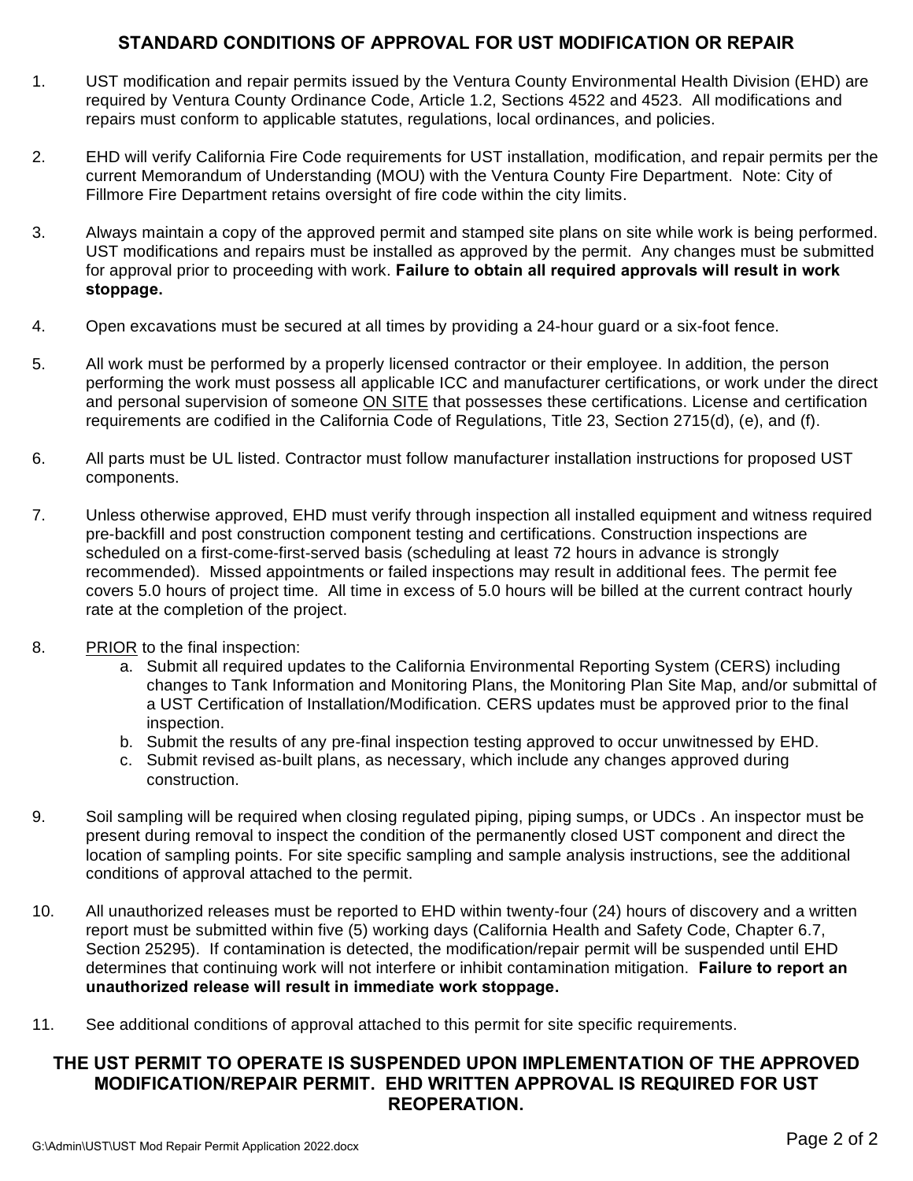## STANDARD CONDITIONS OF APPROVAL FOR UST MODIFICATION OR REPAIR

1. UST modification and repair permits issued by the Ventura County Environmental Health Division (EHD) are required by Ventura County Ordinance Code, Article 1.2, Sections 4522 and 4523. All modifications and repairs must conform to applicable statutes, regulations, local ordinances, and policies.

2. EHD will verify California Fire Code requirements for UST installation, modification, and repair permits per the current Memorandum of Understanding (MOU) with the Ventura County Fire Department. Note: City of Fillmore Fire Department retains oversight of fire code within the city limits.

3. Always maintain a copy of the approved permit and stamped site plans on site while work is being performed. UST modifications and repairs must be installed as approved by the permit. Any changes must be submitted for approval prior to proceeding with work. **Failure to obtain all required approvals will result in work stoppage.**

4. Open excavations must be secured at all times by providing a 24-hour guard or a six-foot fence.

5. All work must be performed by a properly licensed contractor or their employee. In addition, the person performing the work must possess all applicable ICC and manufacturer certifications, or work under the direct and personal supervision of someone ON SITE that possesses these certifications. License and certification requirements are codified in the California Code of Regulations, Title 23, Section 2715(d), (e), and (f).

6. All parts must be UL listed. Contractor must follow manufacturer installation instructions for proposed UST components.

7. Unless otherwise approved, EHD must verify through inspection all installed equipment and witness required pre-backfill and post construction component testing and certifications. Construction inspections are scheduled on a first-come-first-served basis (scheduling at least 72 hours in advance is strongly recommended). Missed appointments or failed inspections may result in additional fees. The permit fee covers 5.0 hours of project time. All time in excess of 5.0 hours will be billed at the current contract hourly rate at the completion of the project.

8. PRIOR to the final inspection:
   a. Submit all required updates to the California Environmental Reporting System (CERS) including changes to Tank Information and Monitoring Plans, the Monitoring Plan Site Map, and/or submittal of a UST Certification of Installation/Modification. CERS updates must be approved prior to the final inspection.
   b. Submit the results of any pre-final inspection testing approved to occur unwitnessed by EHD.
   c. Submit revised as-built plans, as necessary, which include any changes approved during construction.

9. Soil sampling will be required when closing regulated piping, piping sumps, or UDCs . An inspector must be present during removal to inspect the condition of the permanently closed UST component and direct the location of sampling points. For site specific sampling and sample analysis instructions, see the additional conditions of approval attached to the permit.

10. All unauthorized releases must be reported to EHD within twenty-four (24) hours of discovery and a written report must be submitted within five (5) working days (California Health and Safety Code, Chapter 6.7, Section 25295). If contamination is detected, the modification/repair permit will be suspended until EHD determines that continuing work will not interfere or inhibit contamination mitigation. **Failure to report an unauthorized release will result in immediate work stoppage.**

11. See additional conditions of approval attached to this permit for site specific requirements.

**THE UST PERMIT TO OPERATE IS SUSPENDED UPON IMPLEMENTATION OF THE APPROVED MODIFICATION/REPAIR PERMIT. EHD WRITTEN APPROVAL IS REQUIRED FOR UST REOPERATION.**

G:\Admin\UST\UST Mod Repair Permit Application 2022.docx